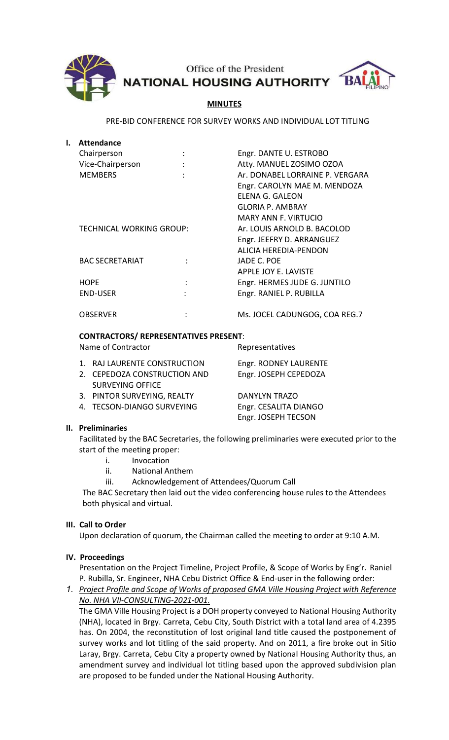Office of the President
**NATIONAL HOUSING AUTHORITY**

## MINUTES

PRE-BID CONFERENCE FOR SURVEY WORKS AND INDIVIDUAL LOT TITLING

### I. Attendance

| | | |
|---|---|---|
| Chairperson | : | Engr. DANTE U. ESTROBO |
| Vice-Chairperson | : | Atty. MANUEL ZOSIMO OZOA |
| MEMBERS | : | Ar. DONABEL LORRAINE P. VERGARA |
| | | Engr. CAROLYN MAE M. MENDOZA |
| | | ELENA G. GALEON |
| | | GLORIA P. AMBRAY |
| | | MARY ANN F. VIRTUCIO |
| TECHNICAL WORKING GROUP: | | Ar. LOUIS ARNOLD B. BACOLOD |
| | | Engr. JEEFRY D. ARRANGUEZ |
| | | ALICIA HEREDIA-PENDON |
| BAC SECRETARIAT | : | JADE C. POE |
| | | APPLE JOY E. LAVISTE |
| HOPE | : | Engr. HERMES JUDE G. JUNTILO |
| END-USER | : | Engr. RANIEL P. RUBILLA |
| OBSERVER | : | Ms. JOCEL CADUNGOG, COA REG.7 |

**CONTRACTORS/ REPRESENTATIVES PRESENT**:

| Name of Contractor | Representatives |
|---|---|
| 1. RAJ LAURENTE CONSTRUCTION | Engr. RODNEY LAURENTE |
| 2. CEPEDOZA CONSTRUCTION AND SURVEYING OFFICE | Engr. JOSEPH CEPEDOZA |
| 3. PINTOR SURVEYING, REALTY | DANYLYN TRAZO |
| 4. TECSON-DIANGO SURVEYING | Engr. CESALITA DIANGO<br>Engr. JOSEPH TECSON |

### II. Preliminaries

Facilitated by the BAC Secretaries, the following preliminaries were executed prior to the start of the meeting proper:

i. Invocation
ii. National Anthem
iii. Acknowledgement of Attendees/Quorum Call

The BAC Secretary then laid out the video conferencing house rules to the Attendees both physical and virtual.

### III. Call to Order

Upon declaration of quorum, the Chairman called the meeting to order at 9:10 A.M.

### IV. Proceedings

Presentation on the Project Timeline, Project Profile, & Scope of Works by Eng'r. Raniel P. Rubilla, Sr. Engineer, NHA Cebu District Office & End-user in the following order:

*1. Project Profile and Scope of Works of proposed GMA Ville Housing Project with Reference No. NHA VII-CONSULTING-2021-001.*

The GMA Ville Housing Project is a DOH property conveyed to National Housing Authority (NHA), located in Brgy. Carreta, Cebu City, South District with a total land area of 4.2395 has. On 2004, the reconstitution of lost original land title caused the postponement of survey works and lot titling of the said property. And on 2011, a fire broke out in Sitio Laray, Brgy. Carreta, Cebu City a property owned by National Housing Authority thus, an amendment survey and individual lot titling based upon the approved subdivision plan are proposed to be funded under the National Housing Authority.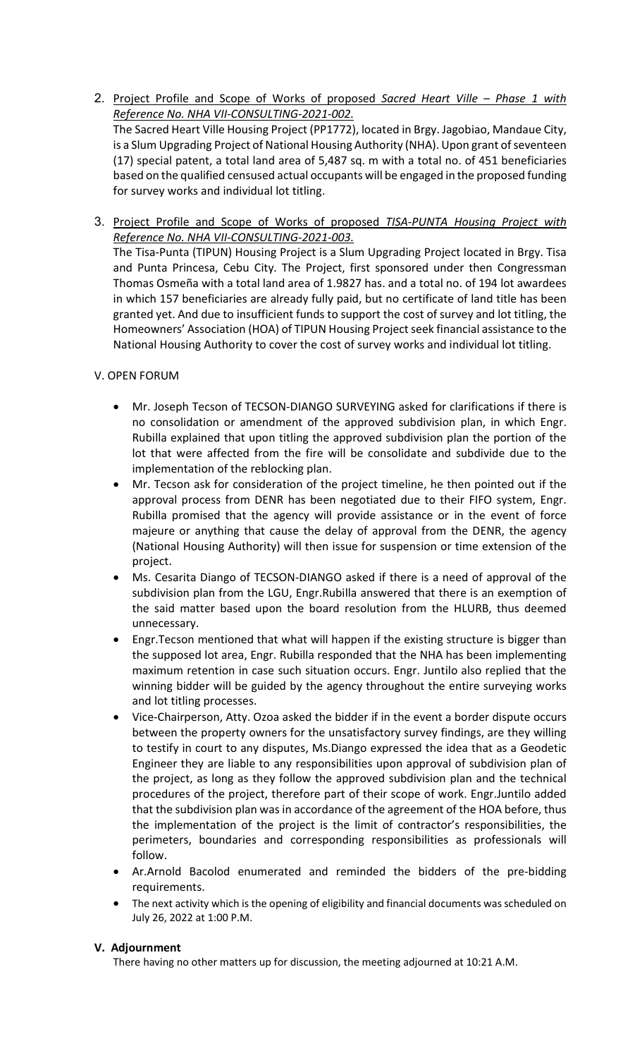2. <u>Project Profile and Scope of Works of proposed *Sacred Heart Ville – Phase 1 with Reference No. NHA VII-CONSULTING-2021-002.*</u>

   The Sacred Heart Ville Housing Project (PP1772), located in Brgy. Jagobiao, Mandaue City, is a Slum Upgrading Project of National Housing Authority (NHA). Upon grant of seventeen (17) special patent, a total land area of 5,487 sq. m with a total no. of 451 beneficiaries based on the qualified censused actual occupants will be engaged in the proposed funding for survey works and individual lot titling.

3. <u>Project Profile and Scope of Works of proposed *TISA-PUNTA Housing Project with Reference No. NHA VII-CONSULTING-2021-003.*</u>

   The Tisa-Punta (TIPUN) Housing Project is a Slum Upgrading Project located in Brgy. Tisa and Punta Princesa, Cebu City. The Project, first sponsored under then Congressman Thomas Osmeña with a total land area of 1.9827 has. and a total no. of 194 lot awardees in which 157 beneficiaries are already fully paid, but no certificate of land title has been granted yet. And due to insufficient funds to support the cost of survey and lot titling, the Homeowners' Association (HOA) of TIPUN Housing Project seek financial assistance to the National Housing Authority to cover the cost of survey works and individual lot titling.

V. OPEN FORUM

- Mr. Joseph Tecson of TECSON-DIANGO SURVEYING asked for clarifications if there is no consolidation or amendment of the approved subdivision plan, in which Engr. Rubilla explained that upon titling the approved subdivision plan the portion of the lot that were affected from the fire will be consolidate and subdivide due to the implementation of the reblocking plan.
- Mr. Tecson ask for consideration of the project timeline, he then pointed out if the approval process from DENR has been negotiated due to their FIFO system, Engr. Rubilla promised that the agency will provide assistance or in the event of force majeure or anything that cause the delay of approval from the DENR, the agency (National Housing Authority) will then issue for suspension or time extension of the project.
- Ms. Cesarita Diango of TECSON-DIANGO asked if there is a need of approval of the subdivision plan from the LGU, Engr.Rubilla answered that there is an exemption of the said matter based upon the board resolution from the HLURB, thus deemed unnecessary.
- Engr.Tecson mentioned that what will happen if the existing structure is bigger than the supposed lot area, Engr. Rubilla responded that the NHA has been implementing maximum retention in case such situation occurs. Engr. Juntilo also replied that the winning bidder will be guided by the agency throughout the entire surveying works and lot titling processes.
- Vice-Chairperson, Atty. Ozoa asked the bidder if in the event a border dispute occurs between the property owners for the unsatisfactory survey findings, are they willing to testify in court to any disputes, Ms.Diango expressed the idea that as a Geodetic Engineer they are liable to any responsibilities upon approval of subdivision plan of the project, as long as they follow the approved subdivision plan and the technical procedures of the project, therefore part of their scope of work. Engr.Juntilo added that the subdivision plan was in accordance of the agreement of the HOA before, thus the implementation of the project is the limit of contractor's responsibilities, the perimeters, boundaries and corresponding responsibilities as professionals will follow.
- Ar.Arnold Bacolod enumerated and reminded the bidders of the pre-bidding requirements.
- The next activity which is the opening of eligibility and financial documents was scheduled on July 26, 2022 at 1:00 P.M.

## V. Adjournment

There having no other matters up for discussion, the meeting adjourned at 10:21 A.M.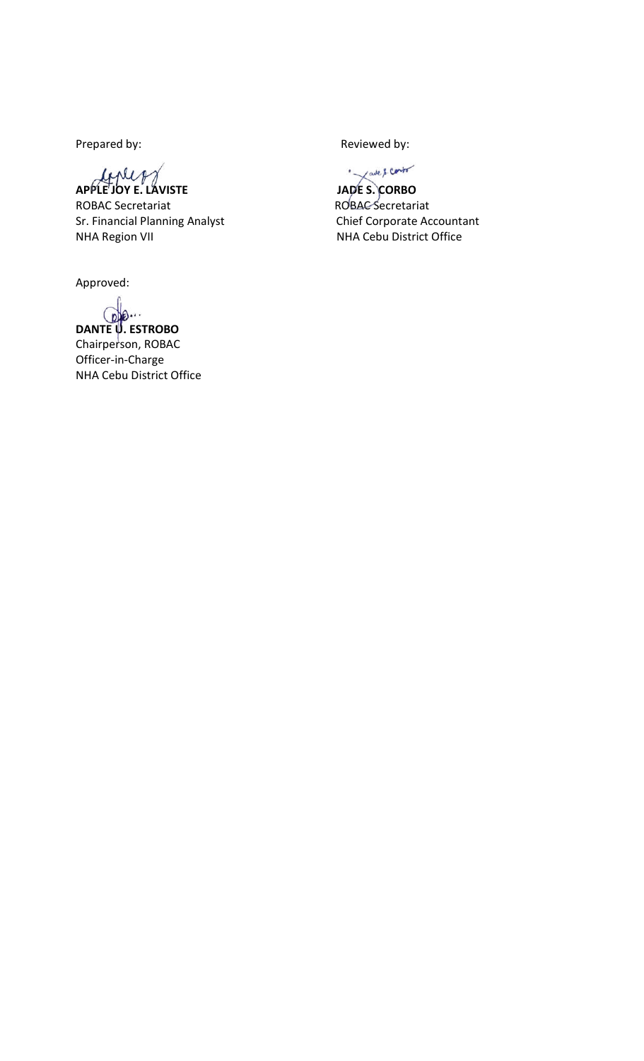Prepared by:

**APPLE JOY E. LAVISTE**
ROBAC Secretariat
Sr. Financial Planning Analyst
NHA Region VII

Reviewed by:

**JADE S. CORBO**
ROBAC Secretariat
Chief Corporate Accountant
NHA Cebu District Office

Approved:

**DANTE U. ESTROBO**
Chairperson, ROBAC
Officer-in-Charge
NHA Cebu District Office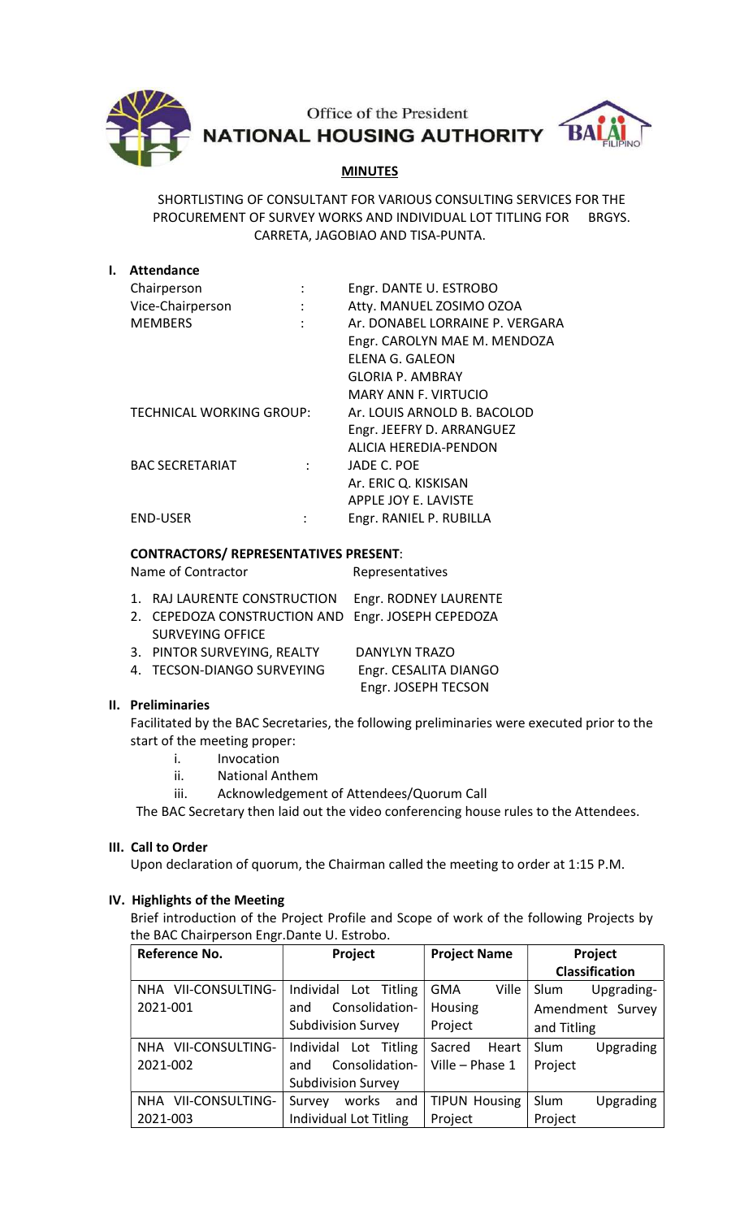Office of the President
**NATIONAL HOUSING AUTHORITY**

## MINUTES

SHORTLISTING OF CONSULTANT FOR VARIOUS CONSULTING SERVICES FOR THE PROCUREMENT OF SURVEY WORKS AND INDIVIDUAL LOT TITLING FOR BRGYS. CARRETA, JAGOBIAO AND TISA-PUNTA.

### I. Attendance

| | | |
|---|---|---|
| Chairperson | : | Engr. DANTE U. ESTROBO |
| Vice-Chairperson | : | Atty. MANUEL ZOSIMO OZOA |
| MEMBERS | : | Ar. DONABEL LORRAINE P. VERGARA |
| | | Engr. CAROLYN MAE M. MENDOZA |
| | | ELENA G. GALEON |
| | | GLORIA P. AMBRAY |
| | | MARY ANN F. VIRTUCIO |
| TECHNICAL WORKING GROUP: | | Ar. LOUIS ARNOLD B. BACOLOD |
| | | Engr. JEEFRY D. ARRANGUEZ |
| | | ALICIA HEREDIA-PENDON |
| BAC SECRETARIAT | : | JADE C. POE |
| | | Ar. ERIC Q. KISKISAN |
| | | APPLE JOY E. LAVISTE |
| END-USER | : | Engr. RANIEL P. RUBILLA |

**CONTRACTORS/ REPRESENTATIVES PRESENT**:

| Name of Contractor | Representatives |
|---|---|
| 1. RAJ LAURENTE CONSTRUCTION | Engr. RODNEY LAURENTE |
| 2. CEPEDOZA CONSTRUCTION AND SURVEYING OFFICE | Engr. JOSEPH CEPEDOZA |
| 3. PINTOR SURVEYING, REALTY | DANYLYN TRAZO |
| 4. TECSON-DIANGO SURVEYING | Engr. CESALITA DIANGO |
| | Engr. JOSEPH TECSON |

### II. Preliminaries

Facilitated by the BAC Secretaries, the following preliminaries were executed prior to the start of the meeting proper:

i. Invocation
ii. National Anthem
iii. Acknowledgement of Attendees/Quorum Call

The BAC Secretary then laid out the video conferencing house rules to the Attendees.

### III. Call to Order

Upon declaration of quorum, the Chairman called the meeting to order at 1:15 P.M.

### IV. Highlights of the Meeting

Brief introduction of the Project Profile and Scope of work of the following Projects by the BAC Chairperson Engr.Dante U. Estrobo.

| Reference No. | Project | Project Name | Project Classification |
|---|---|---|---|
| NHA VII-CONSULTING-2021-001 | Individual Lot Titling and Consolidation-Subdivision Survey | GMA Ville Housing Project | Slum Upgrading-Amendment Survey and Titling |
| NHA VII-CONSULTING-2021-002 | Individual Lot Titling and Consolidation-Subdivision Survey | Sacred Heart Ville – Phase 1 | Slum Upgrading Project |
| NHA VII-CONSULTING-2021-003 | Survey works and Individual Lot Titling | TIPUN Housing Project | Slum Upgrading Project |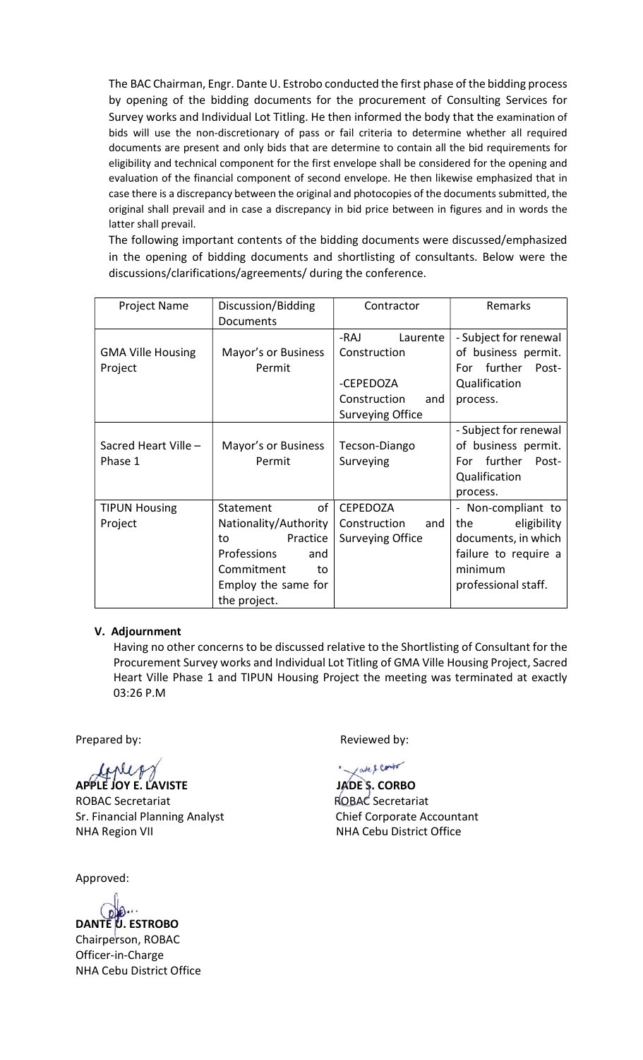The BAC Chairman, Engr. Dante U. Estrobo conducted the first phase of the bidding process by opening of the bidding documents for the procurement of Consulting Services for Survey works and Individual Lot Titling. He then informed the body that the examination of bids will use the non-discretionary of pass or fail criteria to determine whether all required documents are present and only bids that are determine to contain all the bid requirements for eligibility and technical component for the first envelope shall be considered for the opening and evaluation of the financial component of second envelope. He then likewise emphasized that in case there is a discrepancy between the original and photocopies of the documents submitted, the original shall prevail and in case a discrepancy in bid price between in figures and in words the latter shall prevail.

The following important contents of the bidding documents were discussed/emphasized in the opening of bidding documents and shortlisting of consultants. Below were the discussions/clarifications/agreements/ during the conference.

| Project Name | Discussion/Bidding Documents | Contractor | Remarks |
|---|---|---|---|
| GMA Ville Housing Project | Mayor's or Business Permit | -RAJ Laurente Construction<br><br>-CEPEDOZA Construction and Surveying Office | - Subject for renewal of business permit. For further Post-Qualification process. |
| Sacred Heart Ville – Phase 1 | Mayor's or Business Permit | Tecson-Diango Surveying | - Subject for renewal of business permit. For further Post-Qualification process. |
| TIPUN Housing Project | Statement of Nationality/Authority to Practice Professions and Commitment to Employ the same for the project. | CEPEDOZA Construction and Surveying Office | - Non-compliant to the eligibility documents, in which failure to require a minimum professional staff. |

**V. Adjournment**

Having no other concerns to be discussed relative to the Shortlisting of Consultant for the Procurement Survey works and Individual Lot Titling of GMA Ville Housing Project, Sacred Heart Ville Phase 1 and TIPUN Housing Project the meeting was terminated at exactly 03:26 P.M

Prepared by:

**APPLE JOY E. LAVISTE**
ROBAC Secretariat
Sr. Financial Planning Analyst
NHA Region VII

Reviewed by:

**JADE S. CORBO**
ROBAC Secretariat
Chief Corporate Accountant
NHA Cebu District Office

Approved:

**DANTE U. ESTROBO**
Chairperson, ROBAC
Officer-in-Charge
NHA Cebu District Office